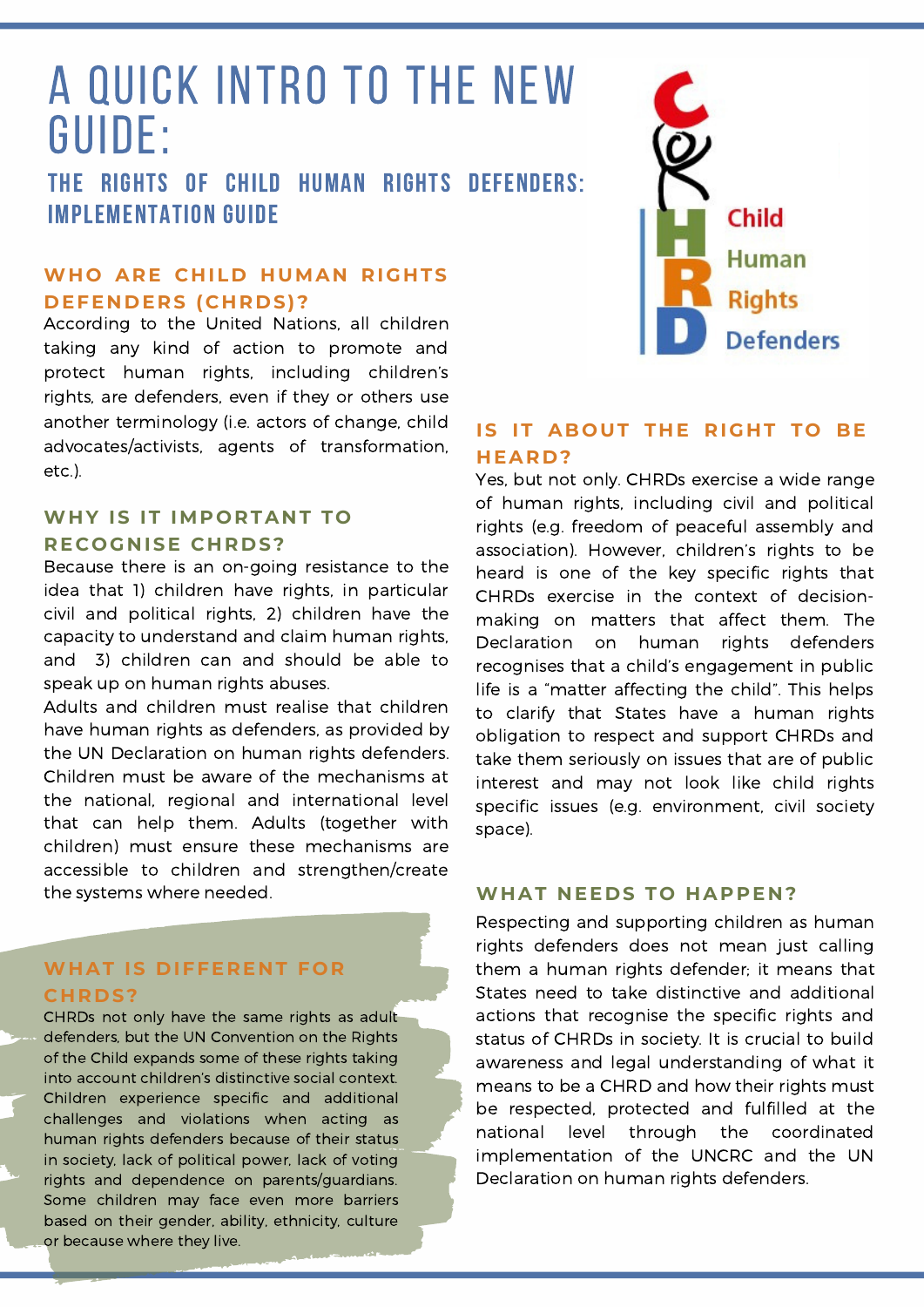# A QUICK INTRO TO THE NEW GUIDE:

## THE RIGHTS OF CHILD HUMAN RIGHTS DEFENDERS: IMPLEMENTATION GUIDE

### WHO ARE CHILD HUMAN RIGHTS DEFENDERS (CHRDS)?

According to the United Nations, all children taking any kind of action to promote and protect human rights, including children's rights, are defenders, even if they or others use another terminology (i.e. actors of change, child advocates/activists, agents of transformation, etc.).

### WHY IS IT IMPORTANT TO RECOGNISE CHRDS?

Because there is an on-going resistance to the idea that 1) children have rights, in particular civil and political rights, 2) children have the capacity to understand and claim human rights, and 3) children can and should be able to speak up on human rights abuses.

Adults and children must realise that children have human rights as defenders, as provided by the UN Declaration on human rights defenders. Children must be aware of the mechanisms at the national, regional and international level that can help them. Adults (together with children) must ensure these mechanisms are accessible to children and strengthen/create the systems where needed.

### WHAT IS DIFFERENT FOR CHRDS?

CHRDs not only have the same rights as adult defenders, but the UN Convention on the Rights of the Child expands some of these rights taking into account children's distinctive social context. Children experience specific and additional challenges and violations when acting as human rights defenders because of their status in society, lack of political power, lack of voting rights and dependence on parents/guardians. Some children may face even more barriers based on their gender, ability, ethnicity, culture or because where they live.

### IS IT ABOUT THE RIGHT TO BE HEARD?

Yes, but not only. CHRDs exercise a wide range of human rights, including civil and political rights (e.g. freedom of peaceful assembly and association). However, children's rights to be heard is one of the key specific rights that CHRDs exercise in the context of decision-making on matters that affect them. The Declaration on human rights defenders recognises that a child's engagement in public life is a "matter affecting the child". This helps to clarify that States have a human rights obligation to respect and support CHRDs and take them seriously on issues that are of public interest and may not look like child rights specific issues (e.g. environment, civil society space).

### WHAT NEEDS TO HAPPEN?

Respecting and supporting children as human rights defenders does not mean just calling them a human rights defender; it means that States need to take distinctive and additional actions that recognise the specific rights and status of CHRDs in society. It is crucial to build awareness and legal understanding of what it means to be a CHRD and how their rights must be respected, protected and fulfilled at the national level through the coordinated implementation of the UNCRC and the UN Declaration on human rights defenders.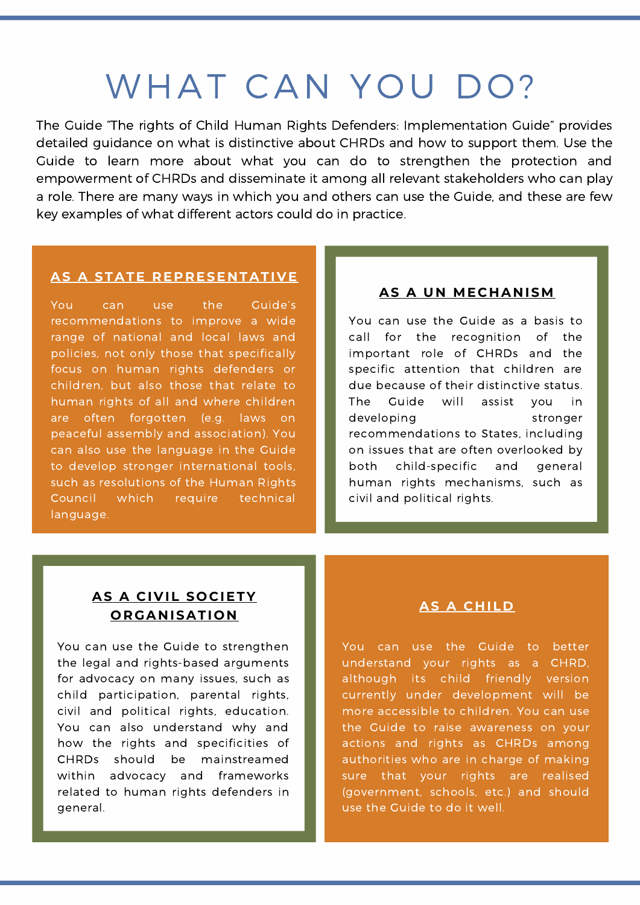# WHAT CAN YOU DO?

The Guide "The rights of Child Human Rights Defenders: Implementation Guide" provides detailed guidance on what is distinctive about CHRDs and how to support them. Use the Guide to learn more about what you can do to strengthen the protection and empowerment of CHRDs and disseminate it among all relevant stakeholders who can play a role. There are many ways in which you and others can use the Guide, and these are few key examples of what different actors could do in practice.

## AS A STATE REPRESENTATIVE

You can use the Guide's recommendations to improve a wide range of national and local laws and policies, not only those that specifically focus on human rights defenders or children, but also those that relate to human rights of all and where children are often forgotten (e.g. laws on peaceful assembly and association). You can also use the language in the Guide to develop stronger international tools, such as resolutions of the Human Rights Council which require technical language.

## AS A UN MECHANISM

You can use the Guide as a basis to call for the recognition of the important role of CHRDs and the specific attention that children are due because of their distinctive status. The Guide will assist you in developing stronger recommendations to States, including on issues that are often overlooked by both child-specific and general human rights mechanisms, such as civil and political rights.

## AS A CIVIL SOCIETY ORGANISATION

You can use the Guide to strengthen the legal and rights-based arguments for advocacy on many issues, such as child participation, parental rights, civil and political rights, education. You can also understand why and how the rights and specificities of CHRDs should be mainstreamed within advocacy and frameworks related to human rights defenders in general.

## AS A CHILD

You can use the Guide to better understand your rights as a CHRD, although its child friendly version currently under development will be more accessible to children. You can use the Guide to raise awareness on your actions and rights as CHRDs among authorities who are in charge of making sure that your rights are realised (government, schools, etc.) and should use the Guide to do it well.